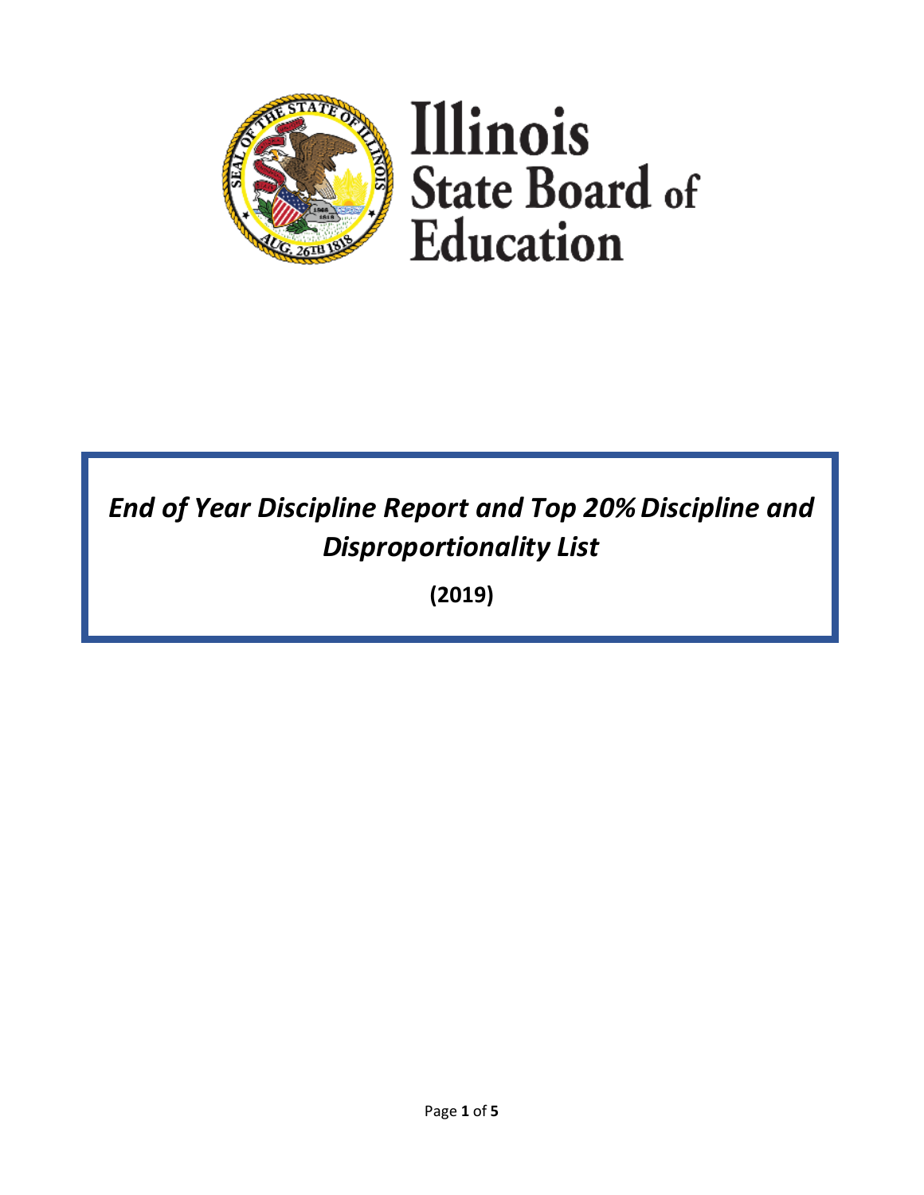Illinois State Board of Education

# *End of Year Discipline Report and Top 20% Discipline and Disproportionality List*

**(2019)**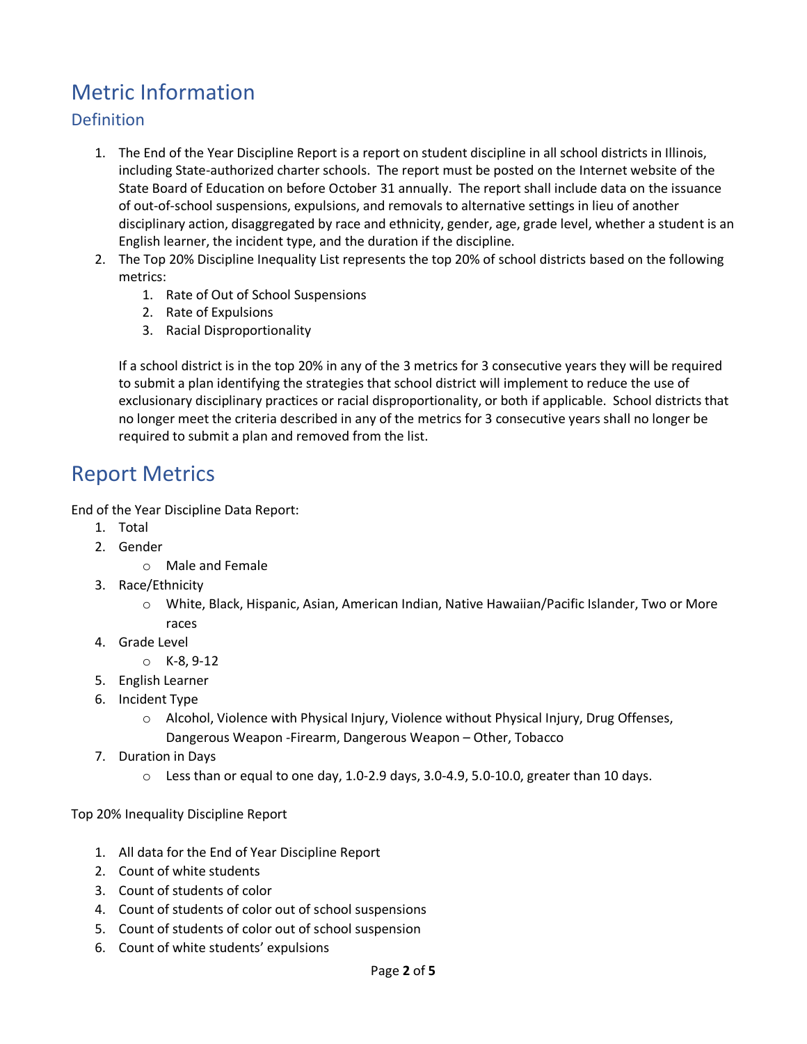# Metric Information

## Definition

1. The End of the Year Discipline Report is a report on student discipline in all school districts in Illinois, including State-authorized charter schools. The report must be posted on the Internet website of the State Board of Education on before October 31 annually. The report shall include data on the issuance of out-of-school suspensions, expulsions, and removals to alternative settings in lieu of another disciplinary action, disaggregated by race and ethnicity, gender, age, grade level, whether a student is an English learner, the incident type, and the duration if the discipline.
2. The Top 20% Discipline Inequality List represents the top 20% of school districts based on the following metrics:
   1. Rate of Out of School Suspensions
   2. Rate of Expulsions
   3. Racial Disproportionality

   If a school district is in the top 20% in any of the 3 metrics for 3 consecutive years they will be required to submit a plan identifying the strategies that school district will implement to reduce the use of exclusionary disciplinary practices or racial disproportionality, or both if applicable. School districts that no longer meet the criteria described in any of the metrics for 3 consecutive years shall no longer be required to submit a plan and removed from the list.

# Report Metrics

End of the Year Discipline Data Report:

1. Total
2. Gender
   - Male and Female
3. Race/Ethnicity
   - White, Black, Hispanic, Asian, American Indian, Native Hawaiian/Pacific Islander, Two or More races
4. Grade Level
   - K-8, 9-12
5. English Learner
6. Incident Type
   - Alcohol, Violence with Physical Injury, Violence without Physical Injury, Drug Offenses, Dangerous Weapon -Firearm, Dangerous Weapon – Other, Tobacco
7. Duration in Days
   - Less than or equal to one day, 1.0-2.9 days, 3.0-4.9, 5.0-10.0, greater than 10 days.

Top 20% Inequality Discipline Report

1. All data for the End of Year Discipline Report
2. Count of white students
3. Count of students of color
4. Count of students of color out of school suspensions
5. Count of students of color out of school suspension
6. Count of white students' expulsions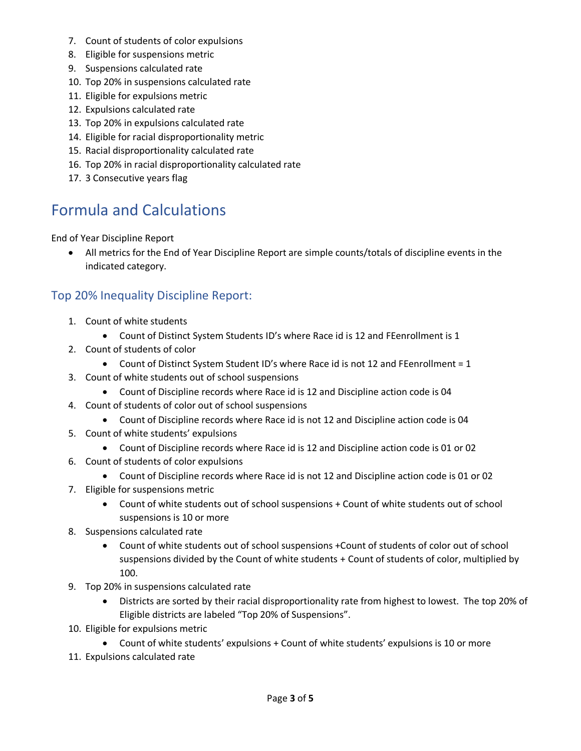7. Count of students of color expulsions
8. Eligible for suspensions metric
9. Suspensions calculated rate
10. Top 20% in suspensions calculated rate
11. Eligible for expulsions metric
12. Expulsions calculated rate
13. Top 20% in expulsions calculated rate
14. Eligible for racial disproportionality metric
15. Racial disproportionality calculated rate
16. Top 20% in racial disproportionality calculated rate
17. 3 Consecutive years flag

# Formula and Calculations

End of Year Discipline Report

- All metrics for the End of Year Discipline Report are simple counts/totals of discipline events in the indicated category.

## Top 20% Inequality Discipline Report:

1. Count of white students
   - Count of Distinct System Students ID's where Race id is 12 and FEenrollment is 1
2. Count of students of color
   - Count of Distinct System Student ID's where Race id is not 12 and FEenrollment = 1
3. Count of white students out of school suspensions
   - Count of Discipline records where Race id is 12 and Discipline action code is 04
4. Count of students of color out of school suspensions
   - Count of Discipline records where Race id is not 12 and Discipline action code is 04
5. Count of white students' expulsions
   - Count of Discipline records where Race id is 12 and Discipline action code is 01 or 02
6. Count of students of color expulsions
   - Count of Discipline records where Race id is not 12 and Discipline action code is 01 or 02
7. Eligible for suspensions metric
   - Count of white students out of school suspensions + Count of white students out of school suspensions is 10 or more
8. Suspensions calculated rate
   - Count of white students out of school suspensions +Count of students of color out of school suspensions divided by the Count of white students + Count of students of color, multiplied by 100.
9. Top 20% in suspensions calculated rate
   - Districts are sorted by their racial disproportionality rate from highest to lowest. The top 20% of Eligible districts are labeled "Top 20% of Suspensions".
10. Eligible for expulsions metric
    - Count of white students' expulsions + Count of white students' expulsions is 10 or more
11. Expulsions calculated rate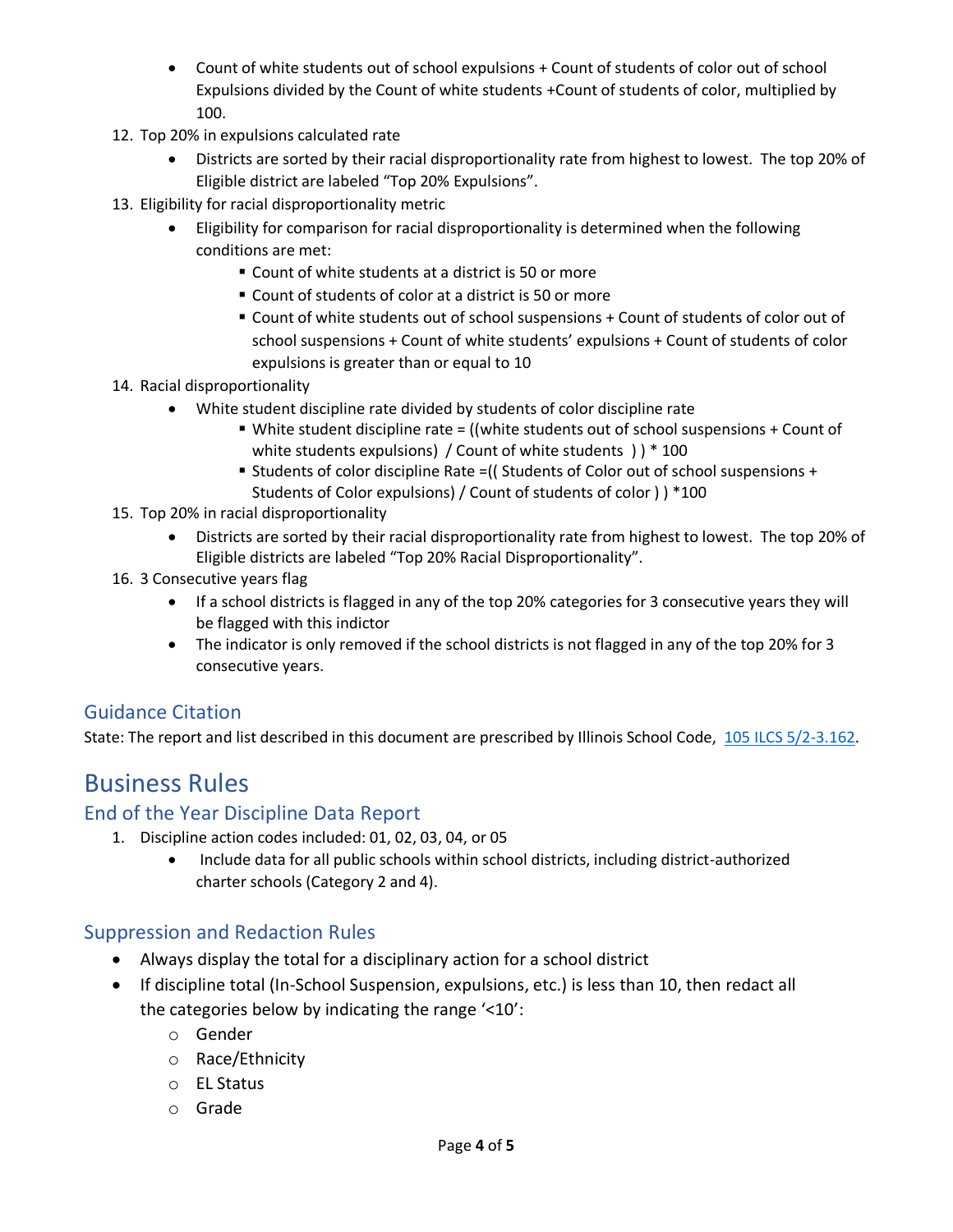- Count of white students out of school expulsions + Count of students of color out of school Expulsions divided by the Count of white students +Count of students of color, multiplied by 100.

12. Top 20% in expulsions calculated rate
    - Districts are sorted by their racial disproportionality rate from highest to lowest. The top 20% of Eligible district are labeled “Top 20% Expulsions”.
13. Eligibility for racial disproportionality metric
    - Eligibility for comparison for racial disproportionality is determined when the following conditions are met:
        - Count of white students at a district is 50 or more
        - Count of students of color at a district is 50 or more
        - Count of white students out of school suspensions + Count of students of color out of school suspensions + Count of white students’ expulsions + Count of students of color expulsions is greater than or equal to 10
14. Racial disproportionality
    - White student discipline rate divided by students of color discipline rate
        - White student discipline rate = ((white students out of school suspensions + Count of white students expulsions) / Count of white students ) ) * 100
        - Students of color discipline Rate =(( Students of Color out of school suspensions + Students of Color expulsions) / Count of students of color ) ) *100
15. Top 20% in racial disproportionality
    - Districts are sorted by their racial disproportionality rate from highest to lowest. The top 20% of Eligible districts are labeled “Top 20% Racial Disproportionality”.
16. 3 Consecutive years flag
    - If a school districts is flagged in any of the top 20% categories for 3 consecutive years they will be flagged with this indictor
    - The indicator is only removed if the school districts is not flagged in any of the top 20% for 3 consecutive years.

## Guidance Citation

State: The report and list described in this document are prescribed by Illinois School Code, 105 ILCS 5/2-3.162.

# Business Rules

## End of the Year Discipline Data Report

1. Discipline action codes included: 01, 02, 03, 04, or 05
    - Include data for all public schools within school districts, including district-authorized charter schools (Category 2 and 4).

## Suppression and Redaction Rules

- Always display the total for a disciplinary action for a school district
- If discipline total (In-School Suspension, expulsions, etc.) is less than 10, then redact all the categories below by indicating the range ‘<10’:
    - Gender
    - Race/Ethnicity
    - EL Status
    - Grade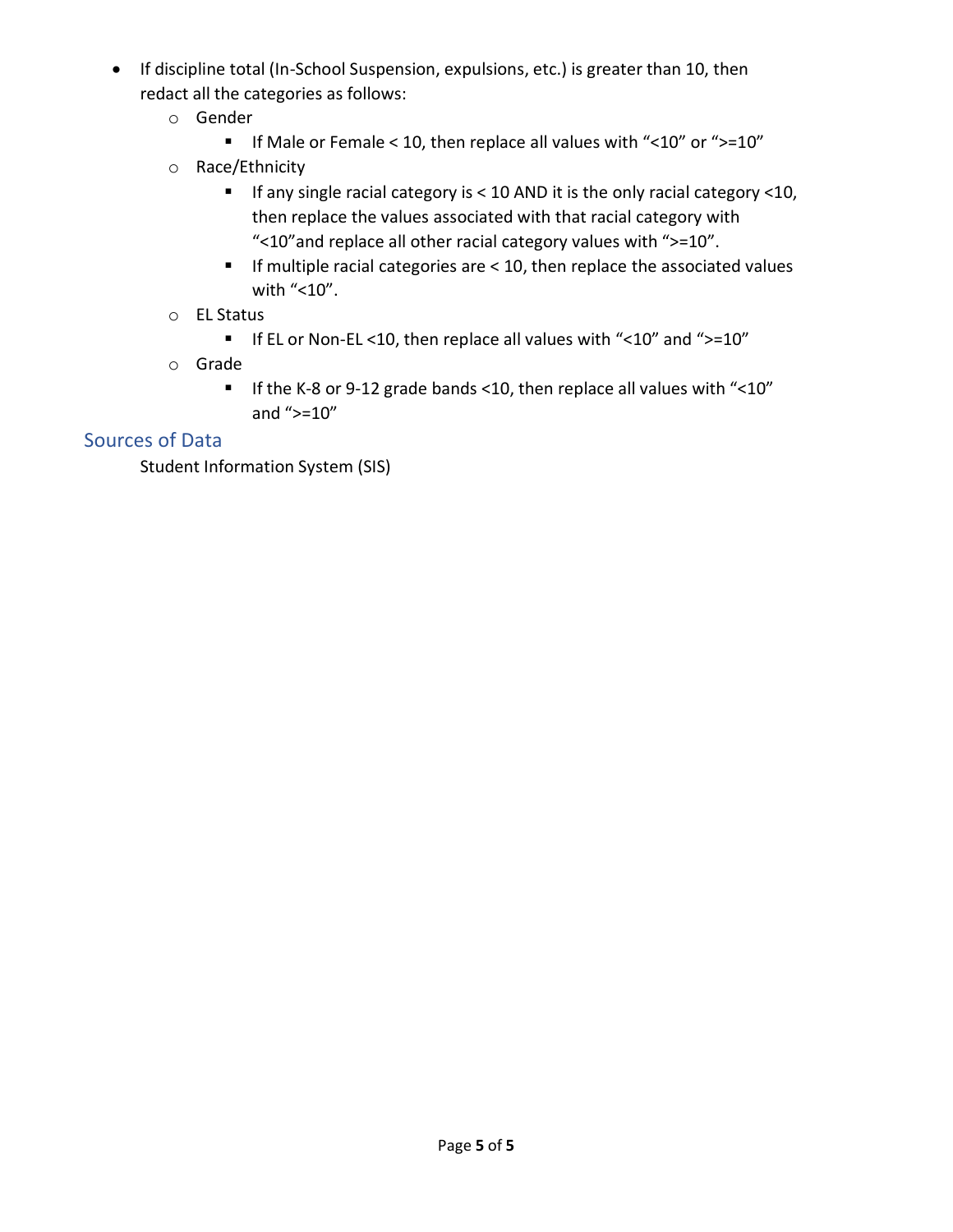- If discipline total (In-School Suspension, expulsions, etc.) is greater than 10, then redact all the categories as follows:
  - Gender
    - If Male or Female < 10, then replace all values with "<10" or ">=10"
  - Race/Ethnicity
    - If any single racial category is < 10 AND it is the only racial category <10, then replace the values associated with that racial category with "<10"and replace all other racial category values with ">=10".
    - If multiple racial categories are < 10, then replace the associated values with "<10".
  - EL Status
    - If EL or Non-EL <10, then replace all values with "<10" and ">=10"
  - Grade
    - If the K-8 or 9-12 grade bands <10, then replace all values with "<10" and ">=10"

## Sources of Data

Student Information System (SIS)